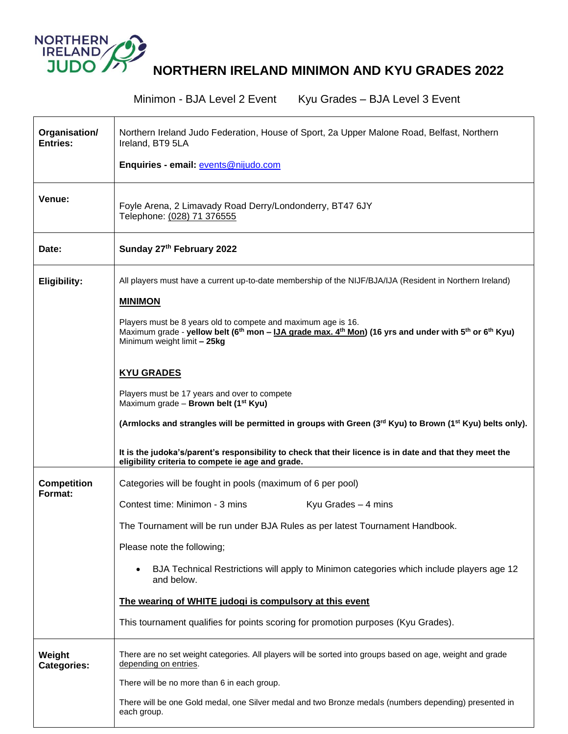# NORTHERN IRELAND MINIMON AND KYU GRADES 2022

Minimon - BJA Level 2 Event Kyu Grades – BJA Level 3 Event

| | |
|---|---|
| **Organisation/ Entries:** | Northern Ireland Judo Federation, House of Sport, 2a Upper Malone Road, Belfast, Northern Ireland, BT9 5LA<br><br>**Enquiries - email:** events@nijudo.com |
| **Venue:** | Foyle Arena, 2 Limavady Road Derry/Londonderry, BT47 6JY<br>Telephone: (028) 71 376555 |
| **Date:** | **Sunday 27th February 2022** |
| **Eligibility:** | All players must have a current up-to-date membership of the NIJF/BJA/IJA (Resident in Northern Ireland)<br><br>**MINIMON**<br><br>Players must be 8 years old to compete and maximum age is 16.<br>Maximum grade - **yellow belt (6th mon – IJA grade max. 4th Mon) (16 yrs and under with 5th or 6th Kyu)**<br>Minimum weight limit **– 25kg**<br><br>**KYU GRADES**<br><br>Players must be 17 years and over to compete<br>Maximum grade – **Brown belt (1st Kyu)**<br><br>**(Armlocks and strangles will be permitted in groups with Green (3rd Kyu) to Brown (1st Kyu) belts only).**<br><br>**It is the judoka's/parent's responsibility to check that their licence is in date and that they meet the eligibility criteria to compete ie age and grade.** |
| **Competition Format:** | Categories will be fought in pools (maximum of 6 per pool)<br><br>Contest time: Minimon - 3 mins Kyu Grades – 4 mins<br><br>The Tournament will be run under BJA Rules as per latest Tournament Handbook.<br><br>Please note the following;<br><br>• BJA Technical Restrictions will apply to Minimon categories which include players age 12 and below.<br><br>**The wearing of WHITE judogi is compulsory at this event**<br><br>This tournament qualifies for points scoring for promotion purposes (Kyu Grades). |
| **Weight Categories:** | There are no set weight categories. All players will be sorted into groups based on age, weight and grade depending on entries.<br><br>There will be no more than 6 in each group.<br><br>There will be one Gold medal, one Silver medal and two Bronze medals (numbers depending) presented in each group. |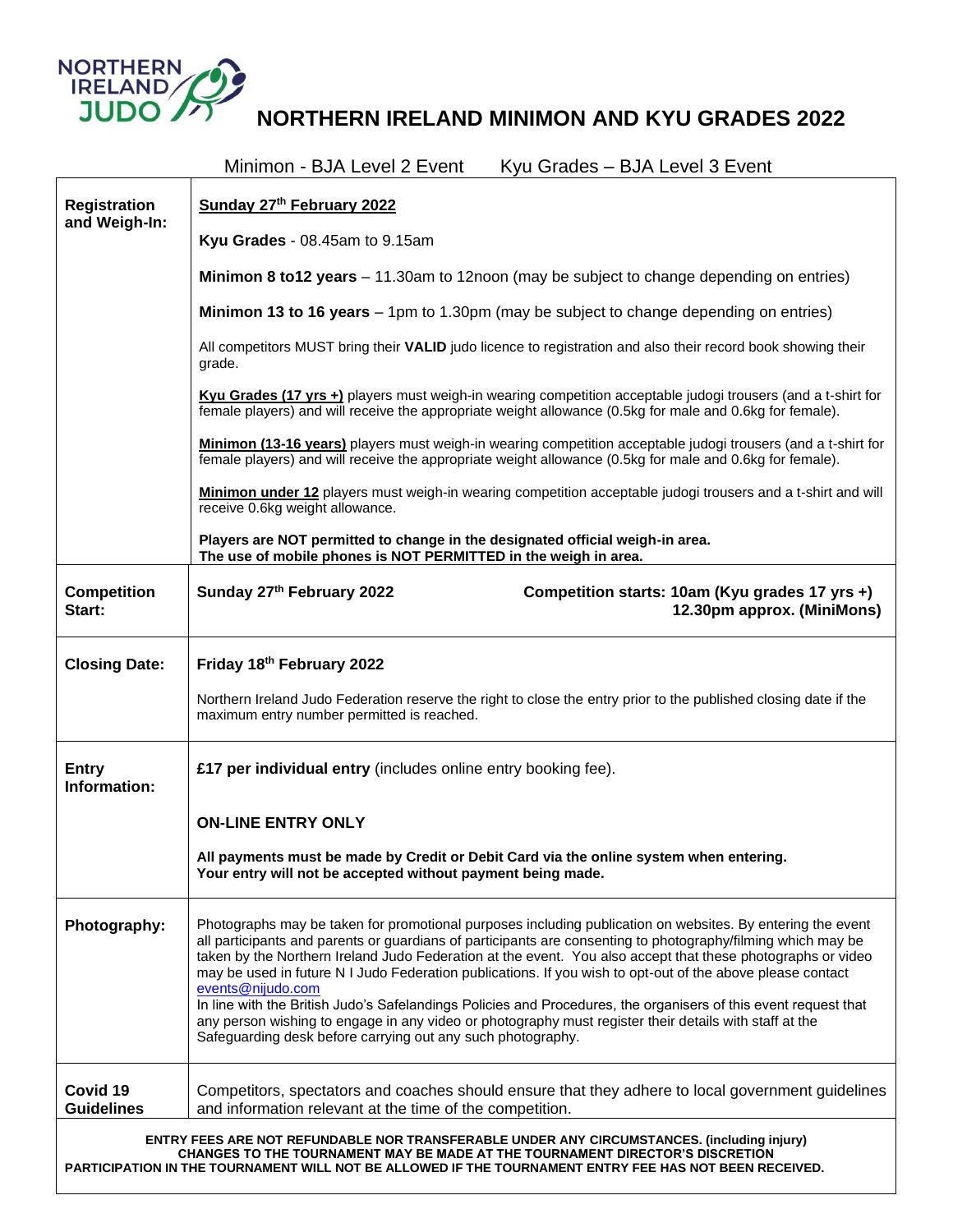# NORTHERN IRELAND MINIMON AND KYU GRADES 2022

Minimon - BJA Level 2 Event        Kyu Grades – BJA Level 3 Event

| | |
|---|---|
| **Registration and Weigh-In:** | **Sunday 27th February 2022**<br><br>**Kyu Grades** - 08.45am to 9.15am<br><br>**Minimon 8 to12 years** – 11.30am to 12noon (may be subject to change depending on entries)<br><br>**Minimon 13 to 16 years** – 1pm to 1.30pm (may be subject to change depending on entries)<br><br>All competitors MUST bring their **VALID** judo licence to registration and also their record book showing their grade.<br><br>**Kyu Grades (17 yrs +)** players must weigh-in wearing competition acceptable judogi trousers (and a t-shirt for female players) and will receive the appropriate weight allowance (0.5kg for male and 0.6kg for female).<br><br>**Minimon (13-16 years)** players must weigh-in wearing competition acceptable judogi trousers (and a t-shirt for female players) and will receive the appropriate weight allowance (0.5kg for male and 0.6kg for female).<br><br>**Minimon under 12** players must weigh-in wearing competition acceptable judogi trousers and a t-shirt and will receive 0.6kg weight allowance.<br><br>**Players are NOT permitted to change in the designated official weigh-in area. The use of mobile phones is NOT PERMITTED in the weigh in area.** |
| **Competition Start:** | **Sunday 27th February 2022**        **Competition starts: 10am (Kyu grades 17 yrs +) 12.30pm approx. (MiniMons)** |
| **Closing Date:** | **Friday 18th February 2022**<br><br>Northern Ireland Judo Federation reserve the right to close the entry prior to the published closing date if the maximum entry number permitted is reached. |
| **Entry Information:** | **£17 per individual entry** (includes online entry booking fee).<br><br>**ON-LINE ENTRY ONLY**<br><br>**All payments must be made by Credit or Debit Card via the online system when entering. Your entry will not be accepted without payment being made.** |
| **Photography:** | Photographs may be taken for promotional purposes including publication on websites. By entering the event all participants and parents or guardians of participants are consenting to photography/filming which may be taken by the Northern Ireland Judo Federation at the event. You also accept that these photographs or video may be used in future N I Judo Federation publications. If you wish to opt-out of the above please contact events@nijudo.com<br>In line with the British Judo's Safelandings Policies and Procedures, the organisers of this event request that any person wishing to engage in any video or photography must register their details with staff at the Safeguarding desk before carrying out any such photography. |
| **Covid 19 Guidelines** | Competitors, spectators and coaches should ensure that they adhere to local government guidelines and information relevant at the time of the competition. |

**ENTRY FEES ARE NOT REFUNDABLE NOR TRANSFERABLE UNDER ANY CIRCUMSTANCES. (including injury)**
**CHANGES TO THE TOURNAMENT MAY BE MADE AT THE TOURNAMENT DIRECTOR'S DISCRETION**
**PARTICIPATION IN THE TOURNAMENT WILL NOT BE ALLOWED IF THE TOURNAMENT ENTRY FEE HAS NOT BEEN RECEIVED.**